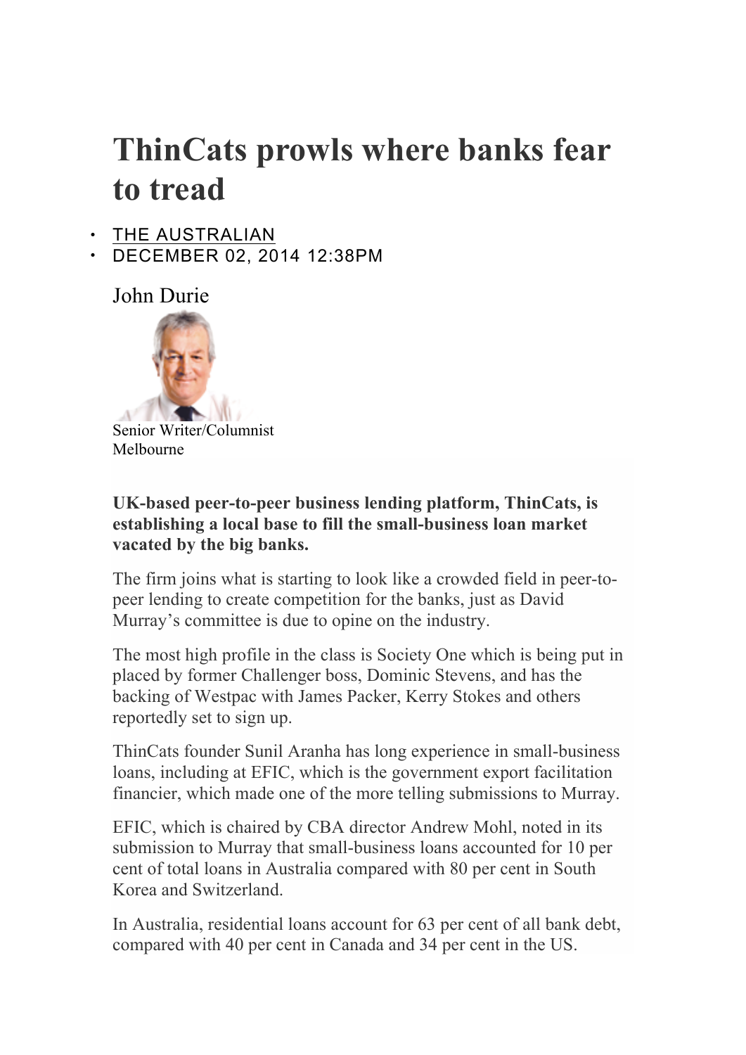# ThinCats prowls where banks fear to tread

- THE AUSTRALIAN
- DECEMBER 02, 2014 12:38PM

John Durie

Senior Writer/Columnist
Melbourne

**UK-based peer-to-peer business lending platform, ThinCats, is establishing a local base to fill the small-business loan market vacated by the big banks.**

The firm joins what is starting to look like a crowded field in peer-to-peer lending to create competition for the banks, just as David Murray's committee is due to opine on the industry.

The most high profile in the class is Society One which is being put in placed by former Challenger boss, Dominic Stevens, and has the backing of Westpac with James Packer, Kerry Stokes and others reportedly set to sign up.

ThinCats founder Sunil Aranha has long experience in small-business loans, including at EFIC, which is the government export facilitation financier, which made one of the more telling submissions to Murray.

EFIC, which is chaired by CBA director Andrew Mohl, noted in its submission to Murray that small-business loans accounted for 10 per cent of total loans in Australia compared with 80 per cent in South Korea and Switzerland.

In Australia, residential loans account for 63 per cent of all bank debt, compared with 40 per cent in Canada and 34 per cent in the US.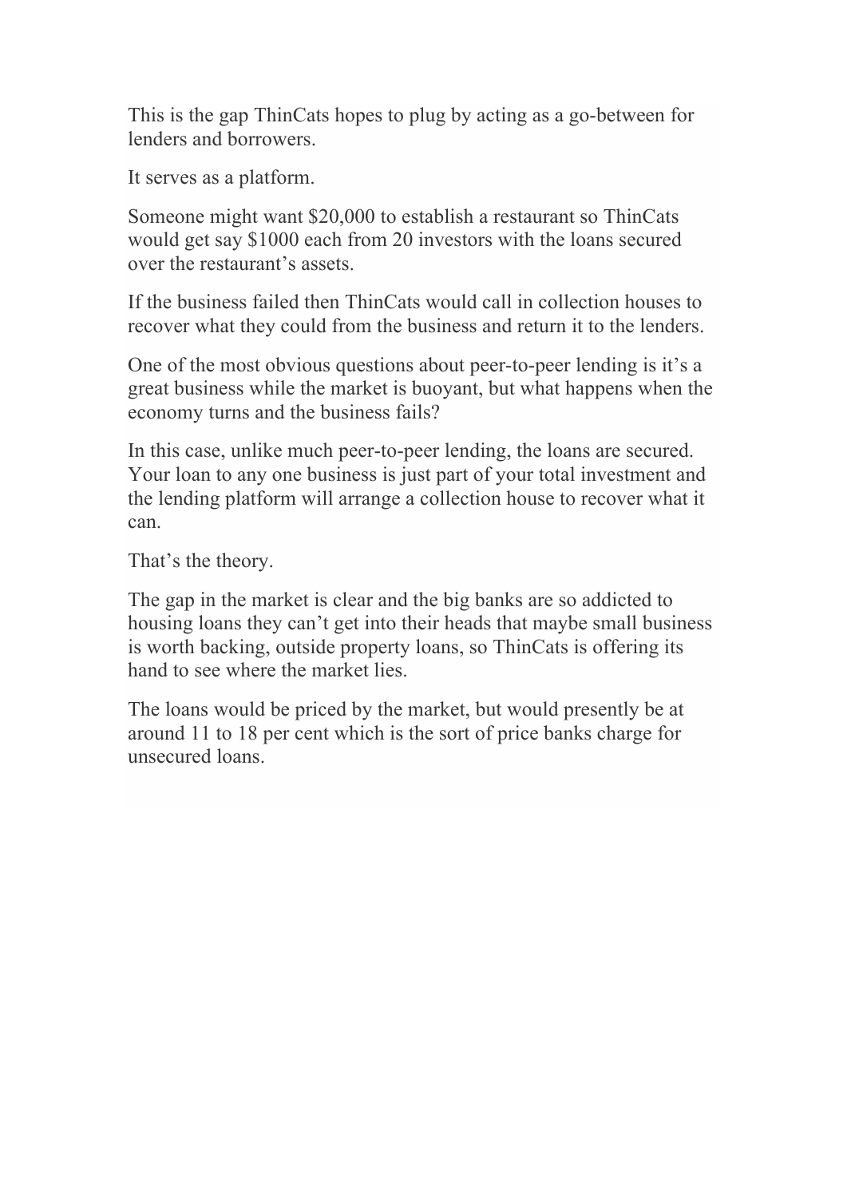This is the gap ThinCats hopes to plug by acting as a go-between for lenders and borrowers.

It serves as a platform.

Someone might want $20,000 to establish a restaurant so ThinCats would get say $1000 each from 20 investors with the loans secured over the restaurant's assets.

If the business failed then ThinCats would call in collection houses to recover what they could from the business and return it to the lenders.

One of the most obvious questions about peer-to-peer lending is it's a great business while the market is buoyant, but what happens when the economy turns and the business fails?

In this case, unlike much peer-to-peer lending, the loans are secured. Your loan to any one business is just part of your total investment and the lending platform will arrange a collection house to recover what it can.

That's the theory.

The gap in the market is clear and the big banks are so addicted to housing loans they can't get into their heads that maybe small business is worth backing, outside property loans, so ThinCats is offering its hand to see where the market lies.

The loans would be priced by the market, but would presently be at around 11 to 18 per cent which is the sort of price banks charge for unsecured loans.